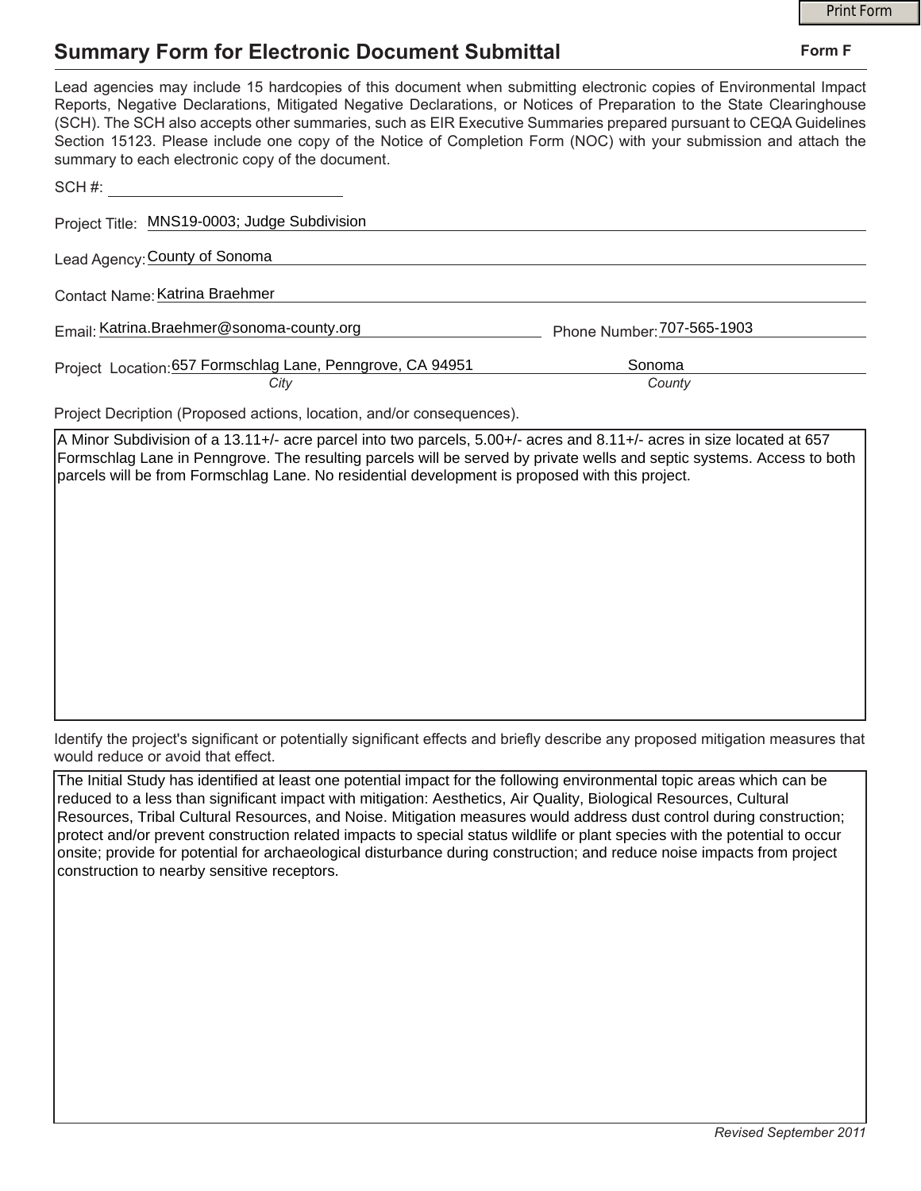# Summary Form for Electronic Document Submittal

**Form F**

Lead agencies may include 15 hardcopies of this document when submitting electronic copies of Environmental Impact Reports, Negative Declarations, Mitigated Negative Declarations, or Notices of Preparation to the State Clearinghouse (SCH). The SCH also accepts other summaries, such as EIR Executive Summaries prepared pursuant to CEQA Guidelines Section 15123. Please include one copy of the Notice of Completion Form (NOC) with your submission and attach the summary to each electronic copy of the document.

SCH #: \_\_\_\_\_\_\_\_\_\_\_\_\_\_\_\_\_\_\_\_

Project Title: MNS19-0003; Judge Subdivision

Lead Agency: County of Sonoma

Contact Name: Katrina Braehmer

Email: Katrina.Braehmer@sonoma-county.org

Phone Number: 707-565-1903

Project Location: 657 Formschlag Lane, Penngrove, CA 94951 (*City*) Sonoma (*County*)

Project Decription (Proposed actions, location, and/or consequences).

A Minor Subdivision of a 13.11+/- acre parcel into two parcels, 5.00+/- acres and 8.11+/- acres in size located at 657 Formschlag Lane in Penngrove. The resulting parcels will be served by private wells and septic systems. Access to both parcels will be from Formschlag Lane. No residential development is proposed with this project.

Identify the project's significant or potentially significant effects and briefly describe any proposed mitigation measures that would reduce or avoid that effect.

The Initial Study has identified at least one potential impact for the following environmental topic areas which can be reduced to a less than significant impact with mitigation: Aesthetics, Air Quality, Biological Resources, Cultural Resources, Tribal Cultural Resources, and Noise. Mitigation measures would address dust control during construction; protect and/or prevent construction related impacts to special status wildlife or plant species with the potential to occur onsite; provide for potential for archaeological disturbance during construction; and reduce noise impacts from project construction to nearby sensitive receptors.

*Revised September 2011*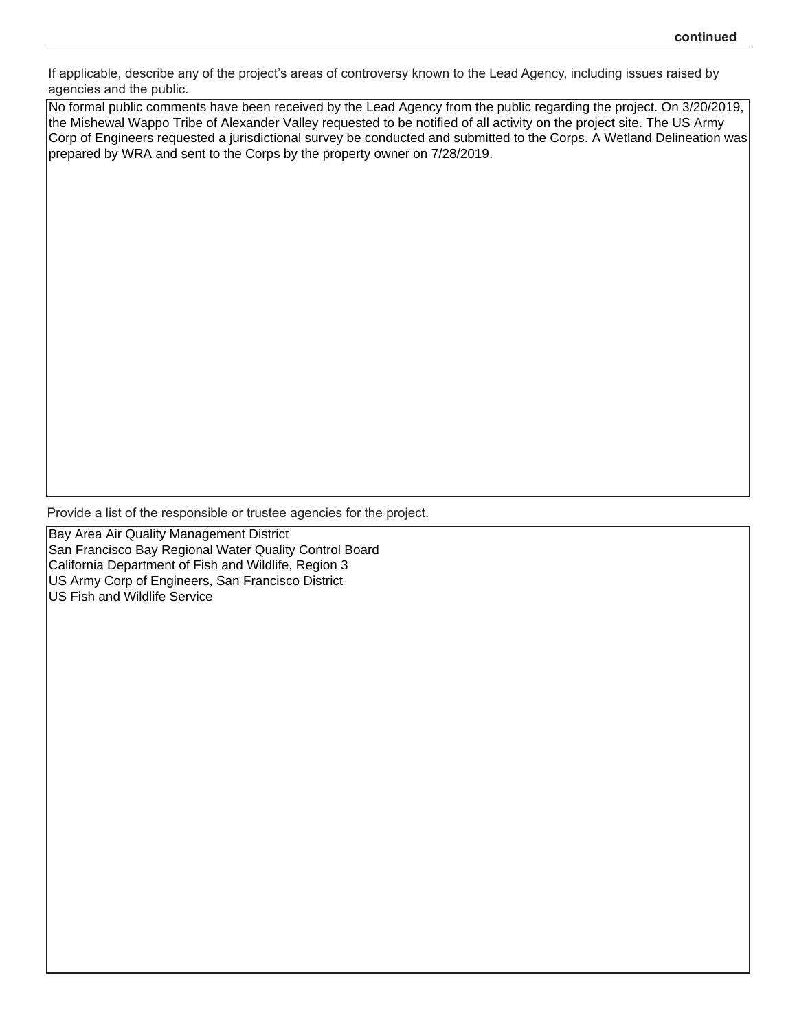continued

If applicable, describe any of the project's areas of controversy known to the Lead Agency, including issues raised by agencies and the public.

No formal public comments have been received by the Lead Agency from the public regarding the project. On 3/20/2019, the Mishewal Wappo Tribe of Alexander Valley requested to be notified of all activity on the project site. The US Army Corp of Engineers requested a jurisdictional survey be conducted and submitted to the Corps. A Wetland Delineation was prepared by WRA and sent to the Corps by the property owner on 7/28/2019.

Provide a list of the responsible or trustee agencies for the project.

Bay Area Air Quality Management District
San Francisco Bay Regional Water Quality Control Board
California Department of Fish and Wildlife, Region 3
US Army Corp of Engineers, San Francisco District
US Fish and Wildlife Service